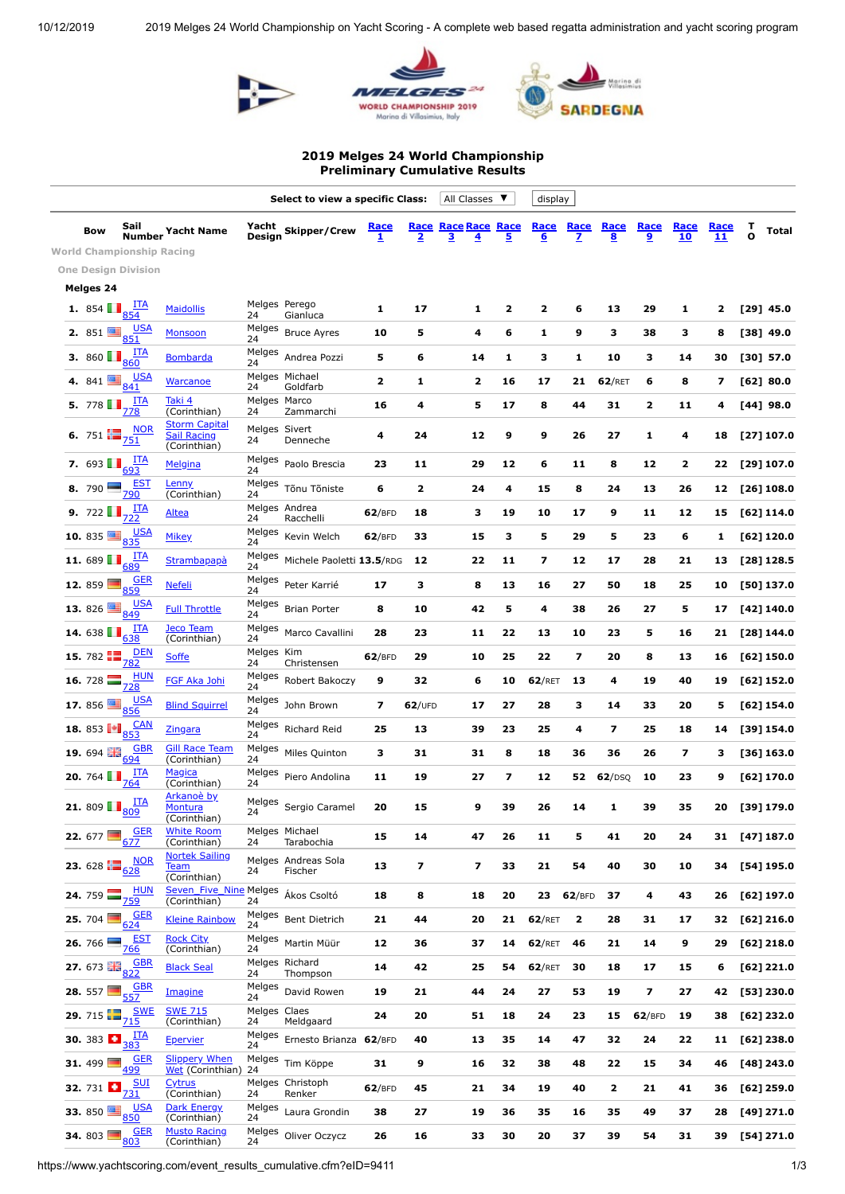## 2019 Melges 24 World Championship
## Preliminary Cumulative Results

Select to view a specific Class: All Classes ▼ display

| Bow | Sail Number | Yacht Name | Yacht Design | Skipper/Crew | Race 1 | Race 2 | Race 3 | Race 4 | Race 5 | Race 6 | Race 7 | Race 8 | Race 9 | Race 10 | Race 11 | T O | Total |
|---|---|---|---|---|---|---|---|---|---|---|---|---|---|---|---|---|---|
| **World Championship Racing** | | | | | | | | | | | | | | | | | |
| **One Design Division** | | | | | | | | | | | | | | | | | |
| **Melges 24** | | | | | | | | | | | | | | | | | |
| 1. 854 | ITA 854 | Maidollis | Melges 24 | Perego Gianluca | 1 | 17 | 1 | 2 | 2 | 6 | 13 | 29 | 1 | 2 | [29] | 45.0 |
| 2. 851 | USA 851 | Monsoon | Melges 24 | Bruce Ayres | 10 | 5 | 4 | 6 | 1 | 9 | 3 | 38 | 3 | 8 | [38] | 49.0 |
| 3. 860 | ITA 860 | Bombarda | Melges 24 | Andrea Pozzi | 5 | 6 | 14 | 1 | 3 | 1 | 10 | 3 | 14 | 30 | [30] | 57.0 |
| 4. 841 | USA 841 | Warcanoe | Melges 24 | Michael Goldfarb | 2 | 1 | 2 | 16 | 17 | 21 | 62/RET | 6 | 8 | 7 | [62] | 80.0 |
| 5. 778 | ITA 778 | Taki 4 (Corinthian) | Melges 24 | Marco Zammarchi | 16 | 4 | 5 | 17 | 8 | 44 | 31 | 2 | 11 | 4 | [44] | 98.0 |
| 6. 751 | NOR 751 | Storm Capital Sail Racing (Corinthian) | Melges 24 | Sivert Denneche | 4 | 24 | 12 | 9 | 9 | 26 | 27 | 1 | 4 | 18 | [27] | 107.0 |
| 7. 693 | ITA 693 | Melgina | Melges 24 | Paolo Brescia | 23 | 11 | 29 | 12 | 6 | 11 | 8 | 12 | 2 | 22 | [29] | 107.0 |
| 8. 790 | EST 790 | Lenny (Corinthian) | Melges 24 | Tõnu Tõniste | 6 | 2 | 24 | 4 | 15 | 8 | 24 | 13 | 26 | 12 | [26] | 108.0 |
| 9. 722 | ITA 722 | Altea | Melges 24 | Andrea Racchelli | 62/BFD | 18 | 3 | 19 | 10 | 17 | 9 | 11 | 12 | 15 | [62] | 114.0 |
| 10. 835 | USA 835 | Mikey | Melges 24 | Kevin Welch | 62/BFD | 33 | 15 | 3 | 5 | 29 | 5 | 23 | 6 | 1 | [62] | 120.0 |
| 11. 689 | ITA 689 | Strambapapà | Melges 24 | Michele Paoletti | 13.5/RDG | 12 | 22 | 11 | 7 | 12 | 17 | 28 | 21 | 13 | [28] | 128.5 |
| 12. 859 | GER 859 | Nefeli | Melges 24 | Peter Karrié | 17 | 3 | 8 | 13 | 16 | 27 | 50 | 18 | 25 | 10 | [50] | 137.0 |
| 13. 826 | USA 849 | Full Throttle | Melges 24 | Brian Porter | 8 | 10 | 42 | 5 | 4 | 38 | 26 | 27 | 5 | 17 | [42] | 140.0 |
| 14. 638 | ITA 638 | Jeco Team (Corinthian) | Melges 24 | Marco Cavallini | 28 | 23 | 11 | 22 | 13 | 10 | 23 | 5 | 16 | 21 | [28] | 144.0 |
| 15. 782 | DEN 782 | Soffe | Melges 24 | Kim Christensen | 62/BFD | 29 | 10 | 25 | 22 | 7 | 20 | 8 | 13 | 16 | [62] | 150.0 |
| 16. 728 | HUN 728 | FGF Aka Johi | Melges 24 | Robert Bakoczy | 9 | 32 | 6 | 10 | 62/RET | 13 | 4 | 19 | 40 | 19 | [62] | 152.0 |
| 17. 856 | USA 856 | Blind Squirrel | Melges 24 | John Brown | 7 | 62/UFD | 17 | 27 | 28 | 3 | 14 | 33 | 20 | 5 | [62] | 154.0 |
| 18. 853 | CAN 853 | Zingara | Melges 24 | Richard Reid | 25 | 13 | 39 | 23 | 25 | 4 | 7 | 25 | 18 | 14 | [39] | 154.0 |
| 19. 694 | GBR 694 | Gill Race Team (Corinthian) | Melges 24 | Miles Quinton | 3 | 31 | 31 | 8 | 18 | 36 | 36 | 26 | 7 | 3 | [36] | 163.0 |
| 20. 764 | ITA 764 | Magica (Corinthian) | Melges 24 | Piero Andolina | 11 | 19 | 27 | 7 | 12 | 52 | 62/DSQ | 10 | 23 | 9 | [62] | 170.0 |
| 21. 809 | ITA 809 | Arkanoè by Montura (Corinthian) | Melges 24 | Sergio Caramel | 20 | 15 | 9 | 39 | 26 | 14 | 1 | 39 | 35 | 20 | [39] | 179.0 |
| 22. 677 | GER 677 | White Room (Corinthian) | Melges 24 | Michael Tarabochia | 15 | 14 | 47 | 26 | 11 | 5 | 41 | 20 | 24 | 31 | [47] | 187.0 |
| 23. 628 | NOR 628 | Nortek Sailing Team (Corinthian) | Melges 24 | Andreas Sola Fischer | 13 | 7 | 7 | 33 | 21 | 54 | 40 | 30 | 10 | 34 | [54] | 195.0 |
| 24. 759 | HUN 759 | Seven_Five_Nine (Corinthian) | Melges 24 | Ákos Csoltó | 18 | 8 | 18 | 20 | 23 | 62/BFD | 37 | 4 | 43 | 26 | [62] | 197.0 |
| 25. 704 | GER 624 | Kleine Rainbow | Melges 24 | Bent Dietrich | 21 | 44 | 20 | 21 | 62/RET | 2 | 28 | 31 | 17 | 32 | [62] | 216.0 |
| 26. 766 | EST 766 | Rock City (Corinthian) | Melges 24 | Martin Müür | 12 | 36 | 37 | 14 | 62/RET | 46 | 21 | 14 | 9 | 29 | [62] | 218.0 |
| 27. 673 | GBR 822 | Black Seal | Melges 24 | Richard Thompson | 14 | 42 | 25 | 54 | 62/RET | 30 | 18 | 17 | 15 | 6 | [62] | 221.0 |
| 28. 557 | GBR 557 | Imagine | Melges 24 | David Rowen | 19 | 21 | 44 | 24 | 27 | 53 | 19 | 7 | 27 | 42 | [53] | 230.0 |
| 29. 715 | SWE 715 | SWE 715 (Corinthian) | Melges 24 | Claes Meldgaard | 24 | 20 | 51 | 18 | 24 | 23 | 15 | 62/BFD | 19 | 38 | [62] | 232.0 |
| 30. 383 | ITA 383 | Epervier | Melges 24 | Ernesto Brianza | 62/BFD | 40 | 13 | 35 | 14 | 47 | 32 | 24 | 22 | 11 | [62] | 238.0 |
| 31. 499 | GER 499 | Slippery When Wet (Corinthian) | Melges 24 | Tim Köppe | 31 | 9 | 16 | 32 | 38 | 48 | 22 | 15 | 34 | 46 | [48] | 243.0 |
| 32. 731 | SUI 731 | Cytrus (Corinthian) | Melges 24 | Christoph Renker | 62/BFD | 45 | 21 | 34 | 19 | 40 | 2 | 21 | 41 | 36 | [62] | 259.0 |
| 33. 850 | USA 850 | Dark Energy (Corinthian) | Melges 24 | Laura Grondin | 38 | 27 | 19 | 36 | 35 | 16 | 35 | 49 | 37 | 28 | [49] | 271.0 |
| 34. 803 | GER 803 | Musto Racing (Corinthian) | Melges 24 | Oliver Oczycz | 26 | 16 | 33 | 30 | 20 | 37 | 39 | 54 | 31 | 39 | [54] | 271.0 |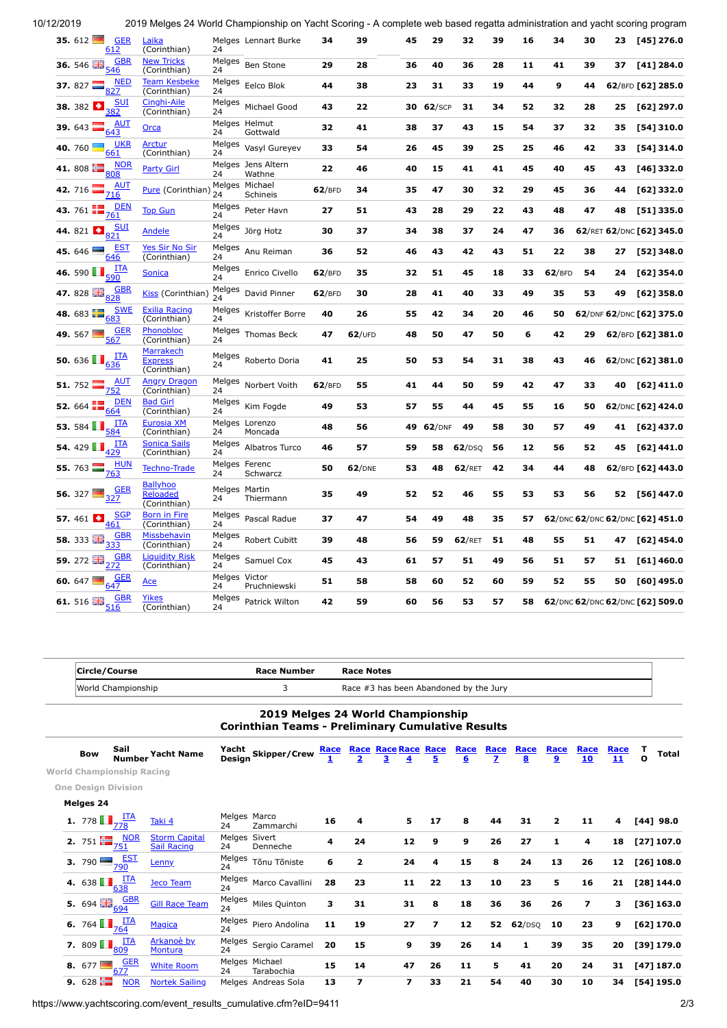| | | | | | | | | | | | | | | | | | |
|---|---|---|---|---|---|---|---|---|---|---|---|---|---|---|---|---|---|
| 35. | 612 | GER 612 | Laika (Corinthian) | Melges 24 | Lennart Burke | 34 | 39 | | 45 | 29 | 32 | 39 | 16 | 34 | 30 | 23 | [45] 276.0 |
| 36. | 546 | GBR 546 | New Tricks (Corinthian) | Melges 24 | Ben Stone | 29 | 28 | | 36 | 40 | 36 | 28 | 11 | 41 | 39 | 37 | [41] 284.0 |
| 37. | 827 | NED 827 | Team Kesbeke (Corinthian) | Melges 24 | Eelco Blok | 44 | 38 | | 23 | 31 | 33 | 19 | 44 | 9 | 44 | 62/BFD | [62] 285.0 |
| 38. | 382 | SUI 382 | Cinghi-Aile (Corinthian) | Melges 24 | Michael Good | 43 | 22 | | 30 | 62/SCP | 31 | 34 | 52 | 32 | 28 | 25 | [62] 297.0 |
| 39. | 643 | AUT 643 | Orca | Melges 24 | Helmut Gottwald | 32 | 41 | | 38 | 37 | 43 | 15 | 54 | 37 | 32 | 35 | [54] 310.0 |
| 40. | 760 | UKR 661 | Arctur (Corinthian) | Melges 24 | Vasyl Gureyev | 33 | 54 | | 26 | 45 | 39 | 25 | 25 | 46 | 42 | 33 | [54] 314.0 |
| 41. | 808 | NOR 808 | Party Girl | Melges 24 | Jens Altern Wathne | 22 | 46 | | 40 | 15 | 41 | 41 | 45 | 40 | 45 | 43 | [46] 332.0 |
| 42. | 716 | AUT 716 | Pure (Corinthian) | Melges 24 | Michael Schineis | 62/BFD | 34 | | 35 | 47 | 30 | 32 | 29 | 45 | 36 | 44 | [62] 332.0 |
| 43. | 761 | DEN 761 | Top Gun | Melges 24 | Peter Havn | 27 | 51 | | 43 | 28 | 29 | 22 | 43 | 48 | 47 | 48 | [51] 335.0 |
| 44. | 821 | SUI 821 | Andele | Melges 24 | Jörg Hotz | 30 | 37 | | 34 | 38 | 37 | 24 | 47 | 36 | 62/RET | 62/DNC | [62] 345.0 |
| 45. | 646 | EST 646 | Yes Sir No Sir (Corinthian) | Melges 24 | Anu Reiman | 36 | 52 | | 46 | 43 | 42 | 43 | 51 | 22 | 38 | 27 | [52] 348.0 |
| 46. | 590 | ITA 590 | Sonica | Melges 24 | Enrico Civello | 62/BFD | 35 | | 32 | 51 | 45 | 18 | 33 | 62/BFD | 54 | 24 | [62] 354.0 |
| 47. | 828 | GBR 828 | Kiss (Corinthian) | Melges 24 | David Pinner | 62/BFD | 30 | | 28 | 41 | 40 | 33 | 49 | 35 | 53 | 49 | [62] 358.0 |
| 48. | 683 | SWE 683 | Exilia Racing (Corinthian) | Melges 24 | Kristoffer Borre | 40 | 26 | | 55 | 42 | 34 | 20 | 46 | 50 | 62/DNF | 62/DNC | [62] 375.0 |
| 49. | 567 | GER 567 | Phonobloc (Corinthian) | Melges 24 | Thomas Beck | 47 | 62/UFD | | 48 | 50 | 47 | 50 | 6 | 42 | 29 | 62/BFD | [62] 381.0 |
| 50. | 636 | ITA 636 | Marrakech Express (Corinthian) | Melges 24 | Roberto Doria | 41 | 25 | | 50 | 53 | 54 | 31 | 38 | 43 | 46 | 62/DNC | [62] 381.0 |
| 51. | 752 | AUT 752 | Angry Dragon (Corinthian) | Melges 24 | Norbert Voith | 62/BFD | 55 | | 41 | 44 | 50 | 59 | 42 | 47 | 33 | 40 | [62] 411.0 |
| 52. | 664 | DEN 664 | Bad Girl (Corinthian) | Melges 24 | Kim Fogde | 49 | 53 | | 57 | 55 | 44 | 45 | 55 | 16 | 50 | 62/DNC | [62] 424.0 |
| 53. | 584 | ITA 584 | Eurosia XM (Corinthian) | Melges 24 | Lorenzo Moncada | 48 | 56 | | 49 | 62/DNF | 49 | 58 | 30 | 57 | 49 | 41 | [62] 437.0 |
| 54. | 429 | ITA 429 | Sonica Sails (Corinthian) | Melges 24 | Albatros Turco | 46 | 57 | | 59 | 58 | 62/DSQ | 56 | 12 | 56 | 52 | 45 | [62] 441.0 |
| 55. | 763 | HUN 763 | Techno-Trade | Melges 24 | Ferenc Schwarcz | 50 | 62/DNE | | 53 | 48 | 62/RET | 42 | 34 | 44 | 48 | 62/BFD | [62] 443.0 |
| 56. | 327 | GER 327 | Ballyhoo Reloaded (Corinthian) | Melges 24 | Martin Thiermann | 35 | 49 | | 52 | 52 | 46 | 55 | 53 | 53 | 56 | 52 | [56] 447.0 |
| 57. | 461 | SGP 461 | Born in Fire (Corinthian) | Melges 24 | Pascal Radue | 37 | 47 | | 54 | 49 | 48 | 35 | 57 | 62/DNC | 62/DNC | 62/DNC | [62] 451.0 |
| 58. | 333 | GBR 333 | Missbehavin (Corinthian) | Melges 24 | Robert Cubitt | 39 | 48 | | 56 | 59 | 62/RET | 51 | 48 | 55 | 51 | 47 | [62] 454.0 |
| 59. | 272 | GBR 272 | Liquidity Risk (Corinthian) | Melges 24 | Samuel Cox | 45 | 43 | | 61 | 57 | 51 | 49 | 56 | 51 | 57 | 51 | [61] 460.0 |
| 60. | 647 | GER 647 | Ace | Melges 24 | Victor Pruchniewski | 51 | 58 | | 58 | 60 | 52 | 60 | 59 | 52 | 55 | 50 | [60] 495.0 |
| 61. | 516 | GBR 516 | Yikes (Corinthian) | Melges 24 | Patrick Wilton | 42 | 59 | | 60 | 56 | 53 | 57 | 58 | 62/DNC | 62/DNC | 62/DNC | [62] 509.0 |

| Circle/Course | Race Number | Race Notes |
|---|---|---|
| World Championship | 3 | Race #3 has been Abandoned by the Jury |

## 2019 Melges 24 World Championship
## Corinthian Teams - Preliminary Cumulative Results

World Championship Racing

One Design Division

**Melges 24**

| | Bow | Sail Number | Yacht Name | Yacht Design | Skipper/Crew | Race 1 | Race 2 | Race 3 | Race 4 | Race 5 | Race 6 | Race 7 | Race 8 | Race 9 | Race 10 | Race 11 | T O | Total |
|---|---|---|---|---|---|---|---|---|---|---|---|---|---|---|---|---|---|---|
| 1. | 778 | ITA 778 | Taki 4 | Melges 24 | Marco Zammarchi | 16 | 4 | | 5 | 17 | 8 | 44 | 31 | 2 | 11 | 4 | | [44] 98.0 |
| 2. | 751 | NOR 751 | Storm Capital Sail Racing | Melges 24 | Sivert Denneche | 4 | 24 | | 12 | 9 | 9 | 26 | 27 | 1 | 4 | 18 | | [27] 107.0 |
| 3. | 790 | EST 790 | Lenny | Melges 24 | Tõnu Tõniste | 6 | 2 | | 24 | 4 | 15 | 8 | 24 | 13 | 26 | 12 | | [26] 108.0 |
| 4. | 638 | ITA 638 | Jeco Team | Melges 24 | Marco Cavallini | 28 | 23 | | 11 | 22 | 13 | 10 | 23 | 5 | 16 | 21 | | [28] 144.0 |
| 5. | 694 | GBR 694 | Gill Race Team | Melges 24 | Miles Quinton | 3 | 31 | | 31 | 8 | 18 | 36 | 36 | 26 | 7 | 3 | | [36] 163.0 |
| 6. | 764 | ITA 764 | Magica | Melges 24 | Piero Andolina | 11 | 19 | | 27 | 7 | 12 | 52 | 62/DSQ | 10 | 23 | 9 | | [62] 170.0 |
| 7. | 809 | ITA 809 | Arkanoè by Montura | Melges 24 | Sergio Caramel | 20 | 15 | | 9 | 39 | 26 | 14 | 1 | 39 | 35 | 20 | | [39] 179.0 |
| 8. | 677 | GER 677 | White Room | Melges 24 | Michael Tarabochia | 15 | 14 | | 47 | 26 | 11 | 5 | 41 | 20 | 24 | 31 | | [47] 187.0 |
| 9. | 628 | NOR | Nortek Sailing | Melges | Andreas Sola | 13 | 7 | | 7 | 33 | 21 | 54 | 40 | 30 | 10 | 34 | | [54] 195.0 |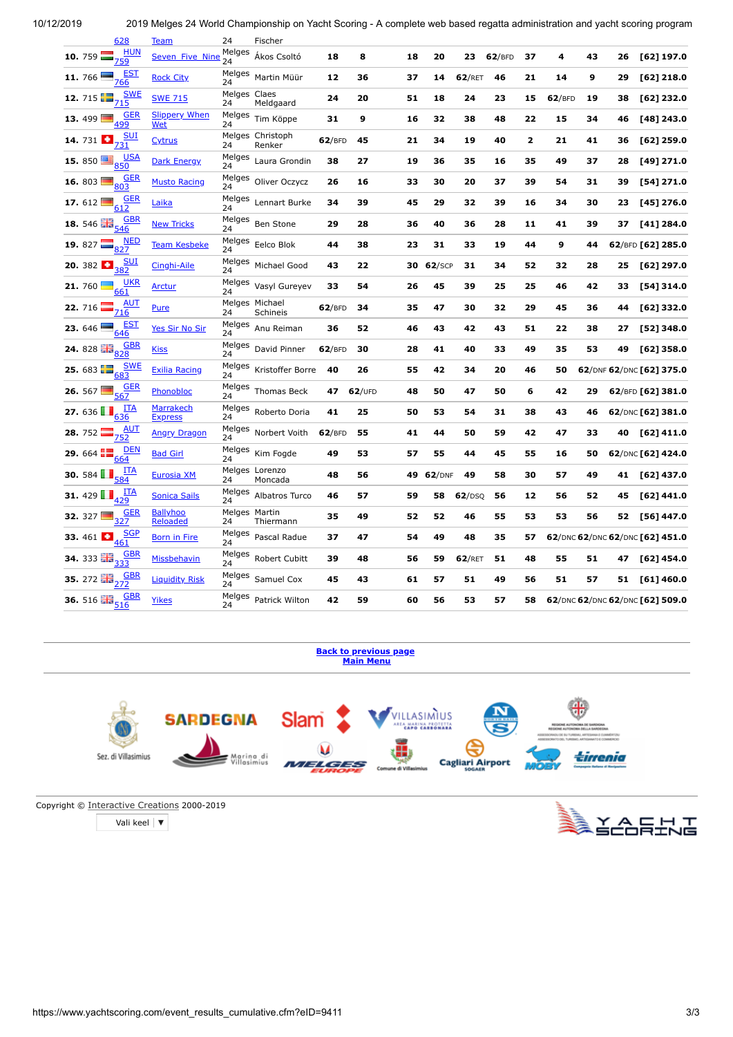| | | | | | | | | | | | | | | | | |
|---|---|---|---|---|---|---|---|---|---|---|---|---|---|---|---|---|
| | 628 | Team | 24 | Fischer | | | | | | | | | | | | |
| 10. 759 | HUN 759 | Seven Five Nine | Melges 24 | Ákos Csöltó | 18 | 8 | 18 | 20 | 23 | 62/BFD | 37 | 4 | 43 | 26 | [62] 197.0 |
| 11. 766 | EST 766 | Rock City | Melges 24 | Martin Müür | 12 | 36 | 37 | 14 | 62/RET | 46 | 21 | 14 | 9 | 29 | [62] 218.0 |
| 12. 715 | SWE 715 | SWE 715 | Melges 24 | Claes Meldgaard | 24 | 20 | 51 | 18 | 24 | 23 | 15 | 62/BFD | 19 | 38 | [62] 232.0 |
| 13. 499 | GER 499 | Slippery When Wet | Melges 24 | Tim Köppe | 31 | 9 | 16 | 32 | 38 | 48 | 22 | 15 | 34 | 46 | [48] 243.0 |
| 14. 731 | SUI 731 | Cytrus | Melges 24 | Christoph Renker | 62/BFD | 45 | 21 | 34 | 19 | 40 | 2 | 21 | 41 | 36 | [62] 259.0 |
| 15. 850 | USA 850 | Dark Energy | Melges 24 | Laura Grondin | 38 | 27 | 19 | 36 | 35 | 16 | 35 | 49 | 37 | 28 | [49] 271.0 |
| 16. 803 | GER 803 | Musto Racing | Melges 24 | Oliver Oczycz | 26 | 16 | 33 | 30 | 20 | 37 | 39 | 54 | 31 | 39 | [54] 271.0 |
| 17. 612 | GER 612 | Laika | Melges 24 | Lennart Burke | 34 | 39 | 45 | 29 | 32 | 39 | 16 | 34 | 30 | 23 | [45] 276.0 |
| 18. 546 | GBR 546 | New Tricks | Melges 24 | Ben Stone | 29 | 28 | 36 | 40 | 36 | 28 | 11 | 41 | 39 | 37 | [41] 284.0 |
| 19. 827 | NED 827 | Team Kesbeke | Melges 24 | Eelco Blok | 44 | 38 | 23 | 31 | 33 | 19 | 44 | 9 | 44 | 62/BFD | [62] 285.0 |
| 20. 382 | SUI 382 | Cinghi-Aile | Melges 24 | Michael Good | 43 | 22 | 30 | 62/SCP | 31 | 34 | 52 | 32 | 28 | 25 | [62] 297.0 |
| 21. 760 | UKR 661 | Arctur | Melges 24 | Vasyl Gureyev | 33 | 54 | 26 | 45 | 39 | 25 | 25 | 46 | 42 | 33 | [54] 314.0 |
| 22. 716 | AUT 716 | Pure | Melges 24 | Michael Schineis | 62/BFD | 34 | 35 | 47 | 30 | 32 | 29 | 45 | 36 | 44 | [62] 332.0 |
| 23. 646 | EST 646 | Yes Sir No Sir | Melges 24 | Anu Reiman | 36 | 52 | 46 | 43 | 42 | 43 | 51 | 22 | 38 | 27 | [52] 348.0 |
| 24. 828 | GBR 828 | Kiss | Melges 24 | David Pinner | 62/BFD | 30 | 28 | 41 | 40 | 33 | 49 | 35 | 53 | 49 | [62] 358.0 |
| 25. 683 | SWE 683 | Exilia Racing | Melges 24 | Kristoffer Borre | 40 | 26 | 55 | 42 | 34 | 20 | 46 | 50 | 62/DNF | 62/DNC | [62] 375.0 |
| 26. 567 | GER 567 | Phonobloc | Melges 24 | Thomas Beck | 47 | 62/UFD | 48 | 50 | 47 | 50 | 6 | 42 | 29 | 62/BFD | [62] 381.0 |
| 27. 636 | ITA 636 | Marrakech Express | Melges 24 | Roberto Doria | 41 | 25 | 50 | 53 | 54 | 31 | 38 | 43 | 46 | 62/DNC | [62] 381.0 |
| 28. 752 | AUT 752 | Angry Dragon | Melges 24 | Norbert Voith | 62/BFD | 55 | 41 | 44 | 50 | 59 | 42 | 47 | 33 | 40 | [62] 411.0 |
| 29. 664 | DEN 664 | Bad Girl | Melges 24 | Kim Fogde | 49 | 53 | 57 | 55 | 44 | 45 | 55 | 16 | 50 | 62/DNC | [62] 424.0 |
| 30. 584 | ITA 584 | Eurosia XM | Melges 24 | Lorenzo Moncada | 48 | 56 | 49 | 62/DNF | 49 | 58 | 30 | 57 | 49 | 41 | [62] 437.0 |
| 31. 429 | ITA 429 | Sonica Sails | Melges 24 | Albatros Turco | 46 | 57 | 59 | 58 | 62/DSQ | 56 | 12 | 56 | 52 | 45 | [62] 441.0 |
| 32. 327 | GER 327 | Ballyhoo Reloaded | Melges 24 | Martin Thiermann | 35 | 49 | 52 | 52 | 46 | 55 | 53 | 53 | 56 | 52 | [56] 447.0 |
| 33. 461 | SGP 461 | Born in Fire | Melges 24 | Pascal Radue | 37 | 47 | 54 | 49 | 48 | 35 | 57 | 62/DNC | 62/DNC | 62/DNC | [62] 451.0 |
| 34. 333 | GBR 333 | Missbehavin | Melges 24 | Robert Cubitt | 39 | 48 | 56 | 59 | 62/RET | 51 | 48 | 55 | 51 | 47 | [62] 454.0 |
| 35. 272 | GBR 272 | Liquidity Risk | Melges 24 | Samuel Cox | 45 | 43 | 61 | 57 | 51 | 49 | 56 | 51 | 57 | 51 | [61] 460.0 |
| 36. 516 | GBR 516 | Yikes | Melges 24 | Patrick Wilton | 42 | 59 | 60 | 56 | 53 | 57 | 58 | 62/DNC | 62/DNC | 62/DNC | [62] 509.0 |

Back to previous page
Main Menu

Copyright © Interactive Creations 2000-2019

Vali keel